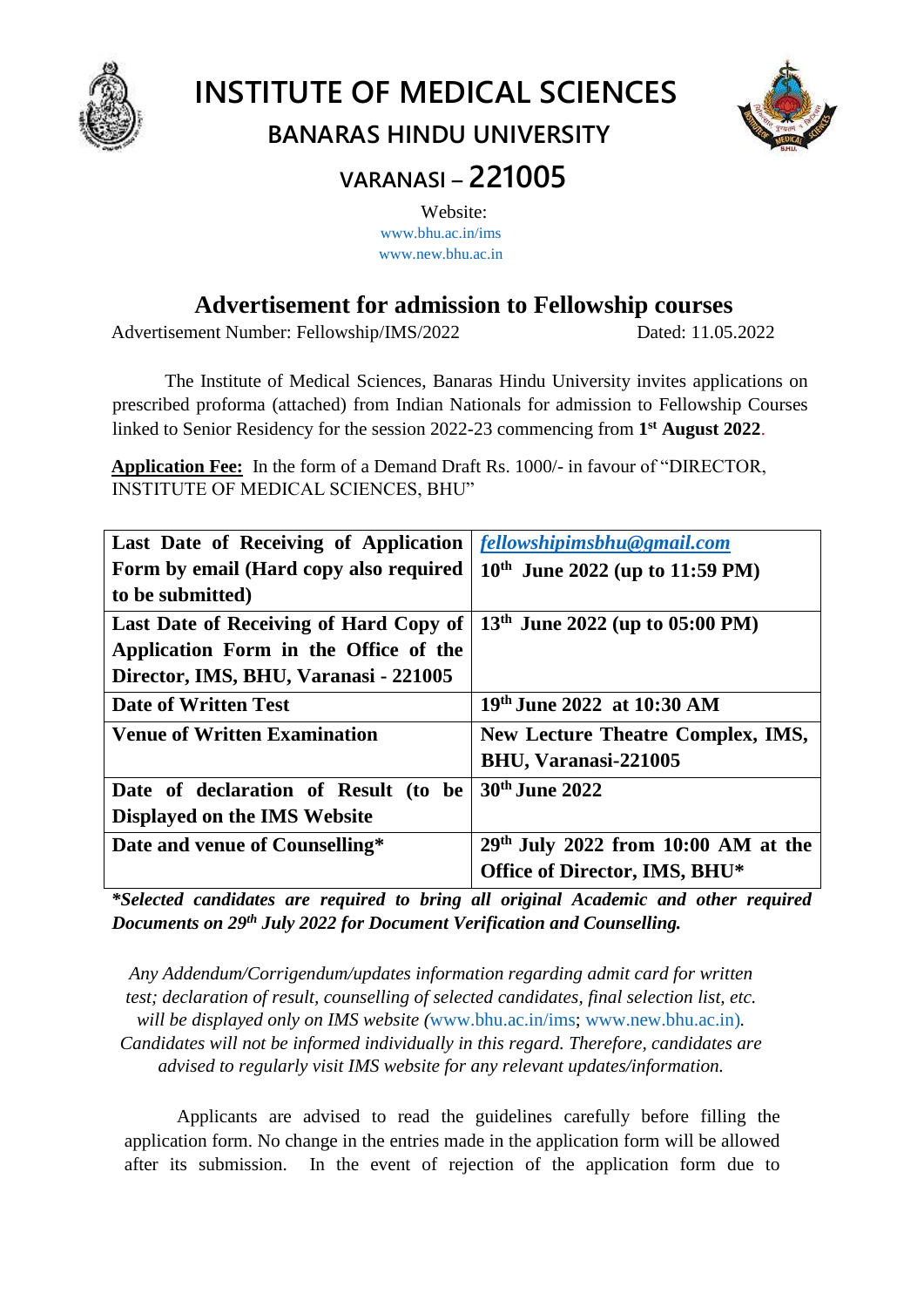# INSTITUTE OF MEDICAL SCIENCES

## BANARAS HINDU UNIVERSITY

## VARANASI – 221005

Website:
www.bhu.ac.in/ims
www.new.bhu.ac.in

## Advertisement for admission to Fellowship courses

Advertisement Number: Fellowship/IMS/2022 Dated: 11.05.2022

The Institute of Medical Sciences, Banaras Hindu University invites applications on prescribed proforma (attached) from Indian Nationals for admission to Fellowship Courses linked to Senior Residency for the session 2022-23 commencing from **1st August 2022**.

**Application Fee:** In the form of a Demand Draft Rs. 1000/- in favour of "DIRECTOR, INSTITUTE OF MEDICAL SCIENCES, BHU"

| | |
|---|---|
| **Last Date of Receiving of Application Form by email (Hard copy also required to be submitted)** | ***fellowshipimsbhu@gmail.com*** **10th June 2022 (up to 11:59 PM)** |
| **Last Date of Receiving of Hard Copy of Application Form in the Office of the Director, IMS, BHU, Varanasi - 221005** | **13th June 2022 (up to 05:00 PM)** |
| **Date of Written Test** | **19th June 2022 at 10:30 AM** |
| **Venue of Written Examination** | **New Lecture Theatre Complex, IMS, BHU, Varanasi-221005** |
| **Date of declaration of Result (to be Displayed on the IMS Website** | **30th June 2022** |
| **Date and venue of Counselling*** | **29th July 2022 from 10:00 AM at the Office of Director, IMS, BHU*** |

***\*Selected candidates are required to bring all original Academic and other required Documents on 29th July 2022 for Document Verification and Counselling.***

*Any Addendum/Corrigendum/updates information regarding admit card for written test; declaration of result, counselling of selected candidates, final selection list, etc. will be displayed only on IMS website (www.bhu.ac.in/ims; www.new.bhu.ac.in). Candidates will not be informed individually in this regard. Therefore, candidates are advised to regularly visit IMS website for any relevant updates/information.*

Applicants are advised to read the guidelines carefully before filling the application form. No change in the entries made in the application form will be allowed after its submission. In the event of rejection of the application form due to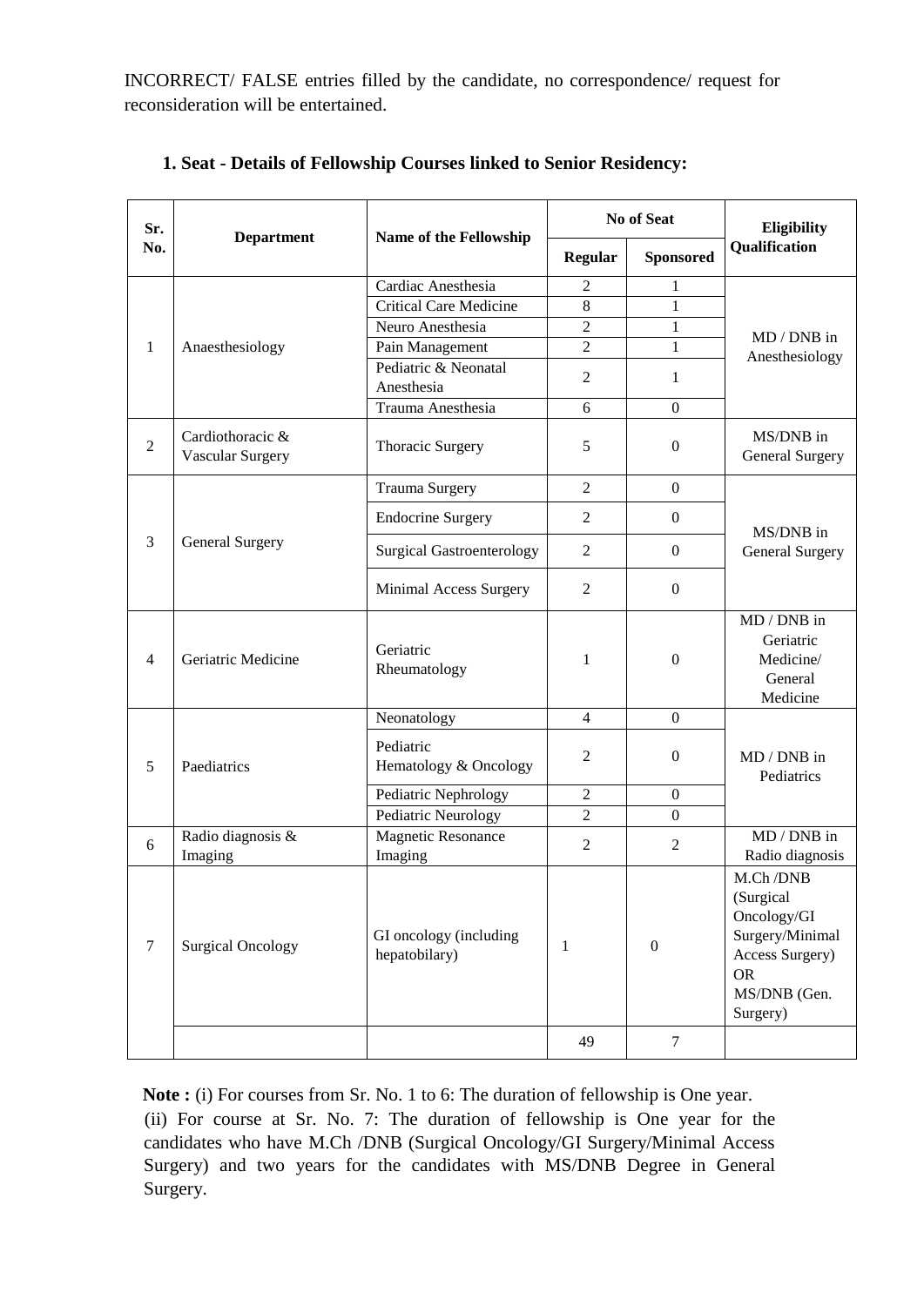INCORRECT/ FALSE entries filled by the candidate, no correspondence/ request for reconsideration will be entertained.

**1. Seat - Details of Fellowship Courses linked to Senior Residency:**

| Sr. No. | Department | Name of the Fellowship | No of Seat | | Eligibility Qualification |
|---|---|---|---|---|---|
| | | | Regular | Sponsored | |
| 1 | Anaesthesiology | Cardiac Anesthesia | 2 | 1 | MD / DNB in Anesthesiology |
| | | Critical Care Medicine | 8 | 1 | |
| | | Neuro Anesthesia | 2 | 1 | |
| | | Pain Management | 2 | 1 | |
| | | Pediatric & Neonatal Anesthesia | 2 | 1 | |
| | | Trauma Anesthesia | 6 | 0 | |
| 2 | Cardiothoracic & Vascular Surgery | Thoracic Surgery | 5 | 0 | MS/DNB in General Surgery |
| 3 | General Surgery | Trauma Surgery | 2 | 0 | MS/DNB in General Surgery |
| | | Endocrine Surgery | 2 | 0 | |
| | | Surgical Gastroenterology | 2 | 0 | |
| | | Minimal Access Surgery | 2 | 0 | |
| 4 | Geriatric Medicine | Geriatric Rheumatology | 1 | 0 | MD / DNB in Geriatric Medicine/ General Medicine |
| 5 | Paediatrics | Neonatology | 4 | 0 | MD / DNB in Pediatrics |
| | | Pediatric Hematology & Oncology | 2 | 0 | |
| | | Pediatric Nephrology | 2 | 0 | |
| | | Pediatric Neurology | 2 | 0 | |
| 6 | Radio diagnosis & Imaging | Magnetic Resonance Imaging | 2 | 2 | MD / DNB in Radio diagnosis |
| 7 | Surgical Oncology | GI oncology (including hepatobilary) | 1 | 0 | M.Ch /DNB (Surgical Oncology/GI Surgery/Minimal Access Surgery) OR MS/DNB (Gen. Surgery) |
| | | | 49 | 7 | |

**Note :** (i) For courses from Sr. No. 1 to 6: The duration of fellowship is One year.

(ii) For course at Sr. No. 7: The duration of fellowship is One year for the candidates who have M.Ch /DNB (Surgical Oncology/GI Surgery/Minimal Access Surgery) and two years for the candidates with MS/DNB Degree in General Surgery.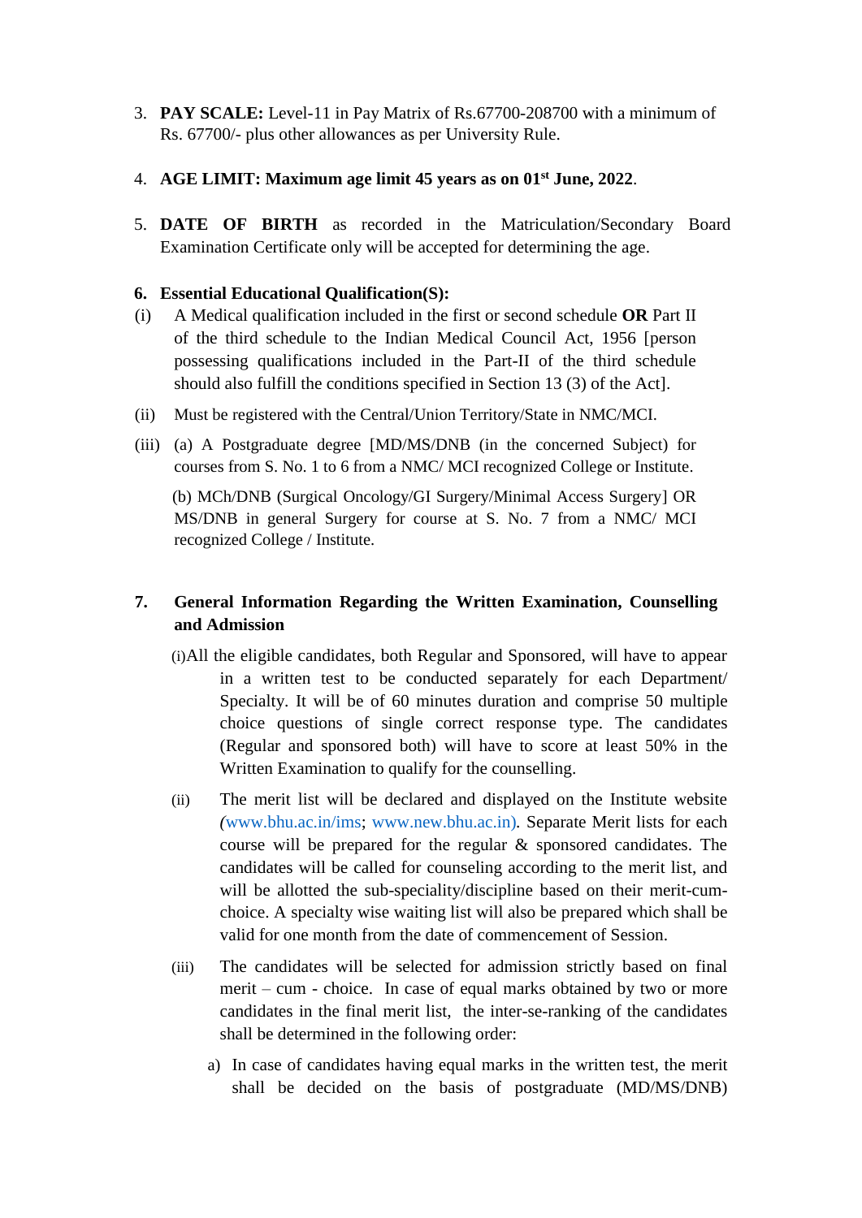3. **PAY SCALE:** Level-11 in Pay Matrix of Rs.67700-208700 with a minimum of Rs. 67700/- plus other allowances as per University Rule.

4. **AGE LIMIT: Maximum age limit 45 years as on 01st June, 2022**.

5. **DATE OF BIRTH** as recorded in the Matriculation/Secondary Board Examination Certificate only will be accepted for determining the age.

6. **Essential Educational Qualification(S):**

(i) A Medical qualification included in the first or second schedule **OR** Part II of the third schedule to the Indian Medical Council Act, 1956 [person possessing qualifications included in the Part-II of the third schedule should also fulfill the conditions specified in Section 13 (3) of the Act].

(ii) Must be registered with the Central/Union Territory/State in NMC/MCI.

(iii) (a) A Postgraduate degree [MD/MS/DNB (in the concerned Subject) for courses from S. No. 1 to 6 from a NMC/ MCI recognized College or Institute.

(b) MCh/DNB (Surgical Oncology/GI Surgery/Minimal Access Surgery] OR MS/DNB in general Surgery for course at S. No. 7 from a NMC/ MCI recognized College / Institute.

7. **General Information Regarding the Written Examination, Counselling and Admission**

(i) All the eligible candidates, both Regular and Sponsored, will have to appear in a written test to be conducted separately for each Department/ Specialty. It will be of 60 minutes duration and comprise 50 multiple choice questions of single correct response type. The candidates (Regular and sponsored both) will have to score at least 50% in the Written Examination to qualify for the counselling.

(ii) The merit list will be declared and displayed on the Institute website (www.bhu.ac.in/ims; www.new.bhu.ac.in). Separate Merit lists for each course will be prepared for the regular & sponsored candidates. The candidates will be called for counseling according to the merit list, and will be allotted the sub-speciality/discipline based on their merit-cum-choice. A specialty wise waiting list will also be prepared which shall be valid for one month from the date of commencement of Session.

(iii) The candidates will be selected for admission strictly based on final merit – cum - choice. In case of equal marks obtained by two or more candidates in the final merit list, the inter-se-ranking of the candidates shall be determined in the following order:

a) In case of candidates having equal marks in the written test, the merit shall be decided on the basis of postgraduate (MD/MS/DNB)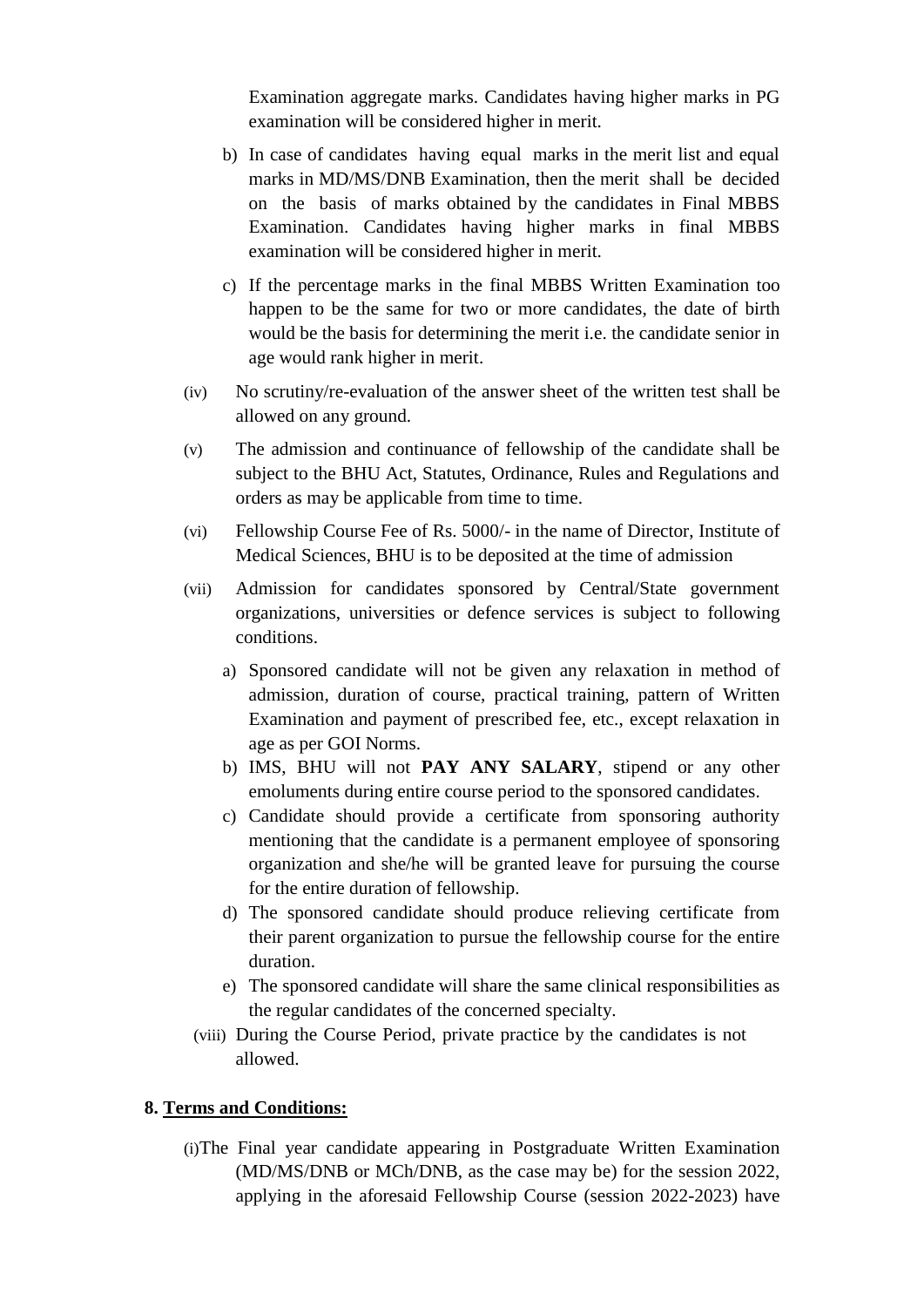Examination aggregate marks. Candidates having higher marks in PG examination will be considered higher in merit.

b) In case of candidates having equal marks in the merit list and equal marks in MD/MS/DNB Examination, then the merit shall be decided on the basis of marks obtained by the candidates in Final MBBS Examination. Candidates having higher marks in final MBBS examination will be considered higher in merit.

c) If the percentage marks in the final MBBS Written Examination too happen to be the same for two or more candidates, the date of birth would be the basis for determining the merit i.e. the candidate senior in age would rank higher in merit.

(iv) No scrutiny/re-evaluation of the answer sheet of the written test shall be allowed on any ground.

(v) The admission and continuance of fellowship of the candidate shall be subject to the BHU Act, Statutes, Ordinance, Rules and Regulations and orders as may be applicable from time to time.

(vi) Fellowship Course Fee of Rs. 5000/- in the name of Director, Institute of Medical Sciences, BHU is to be deposited at the time of admission

(vii) Admission for candidates sponsored by Central/State government organizations, universities or defence services is subject to following conditions.

a) Sponsored candidate will not be given any relaxation in method of admission, duration of course, practical training, pattern of Written Examination and payment of prescribed fee, etc., except relaxation in age as per GOI Norms.
b) IMS, BHU will not **PAY ANY SALARY**, stipend or any other emoluments during entire course period to the sponsored candidates.
c) Candidate should provide a certificate from sponsoring authority mentioning that the candidate is a permanent employee of sponsoring organization and she/he will be granted leave for pursuing the course for the entire duration of fellowship.
d) The sponsored candidate should produce relieving certificate from their parent organization to pursue the fellowship course for the entire duration.
e) The sponsored candidate will share the same clinical responsibilities as the regular candidates of the concerned specialty.

(viii) During the Course Period, private practice by the candidates is not allowed.

**8. <u>Terms and Conditions:</u>**

(i) The Final year candidate appearing in Postgraduate Written Examination (MD/MS/DNB or MCh/DNB, as the case may be) for the session 2022, applying in the aforesaid Fellowship Course (session 2022-2023) have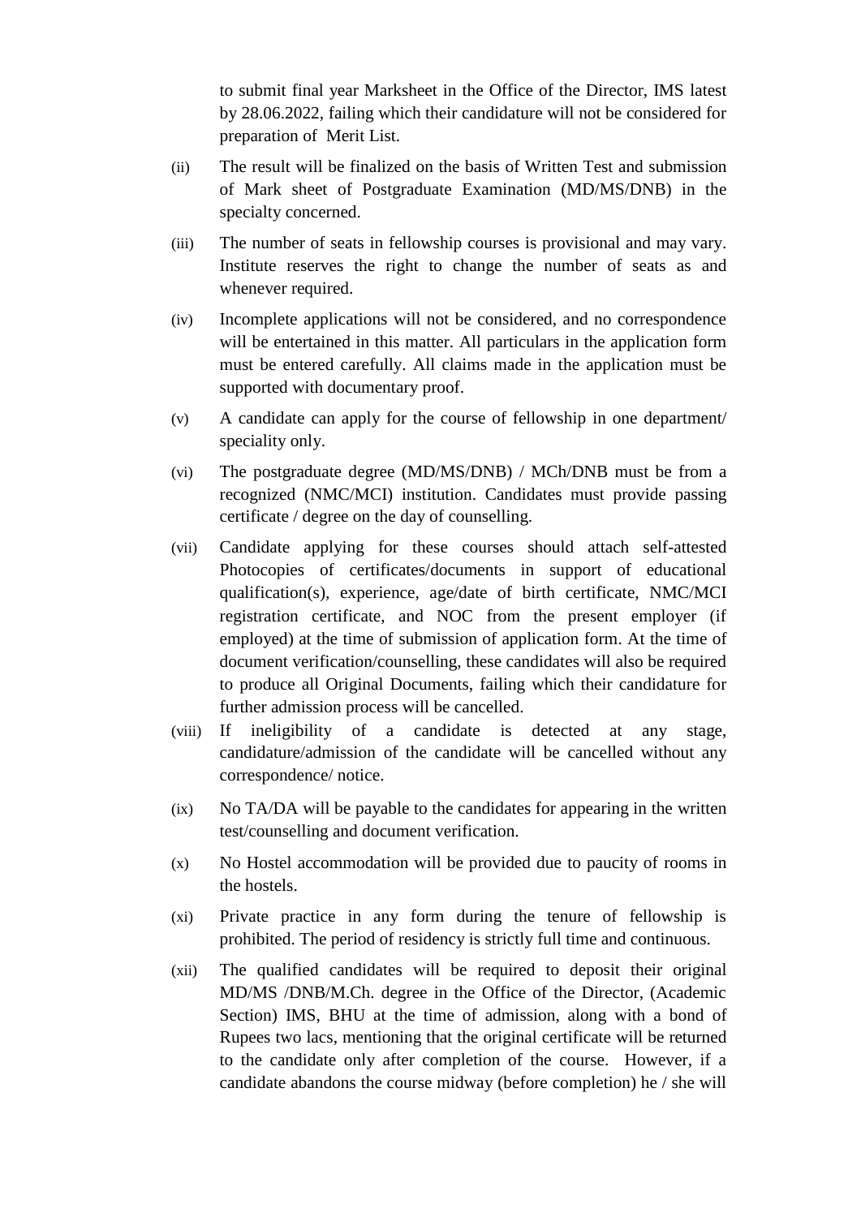to submit final year Marksheet in the Office of the Director, IMS latest by 28.06.2022, failing which their candidature will not be considered for preparation of Merit List.

(ii) The result will be finalized on the basis of Written Test and submission of Mark sheet of Postgraduate Examination (MD/MS/DNB) in the specialty concerned.

(iii) The number of seats in fellowship courses is provisional and may vary. Institute reserves the right to change the number of seats as and whenever required.

(iv) Incomplete applications will not be considered, and no correspondence will be entertained in this matter. All particulars in the application form must be entered carefully. All claims made in the application must be supported with documentary proof.

(v) A candidate can apply for the course of fellowship in one department/ speciality only.

(vi) The postgraduate degree (MD/MS/DNB) / MCh/DNB must be from a recognized (NMC/MCI) institution. Candidates must provide passing certificate / degree on the day of counselling.

(vii) Candidate applying for these courses should attach self-attested Photocopies of certificates/documents in support of educational qualification(s), experience, age/date of birth certificate, NMC/MCI registration certificate, and NOC from the present employer (if employed) at the time of submission of application form. At the time of document verification/counselling, these candidates will also be required to produce all Original Documents, failing which their candidature for further admission process will be cancelled.

(viii) If ineligibility of a candidate is detected at any stage, candidature/admission of the candidate will be cancelled without any correspondence/ notice.

(ix) No TA/DA will be payable to the candidates for appearing in the written test/counselling and document verification.

(x) No Hostel accommodation will be provided due to paucity of rooms in the hostels.

(xi) Private practice in any form during the tenure of fellowship is prohibited. The period of residency is strictly full time and continuous.

(xii) The qualified candidates will be required to deposit their original MD/MS /DNB/M.Ch. degree in the Office of the Director, (Academic Section) IMS, BHU at the time of admission, along with a bond of Rupees two lacs, mentioning that the original certificate will be returned to the candidate only after completion of the course. However, if a candidate abandons the course midway (before completion) he / she will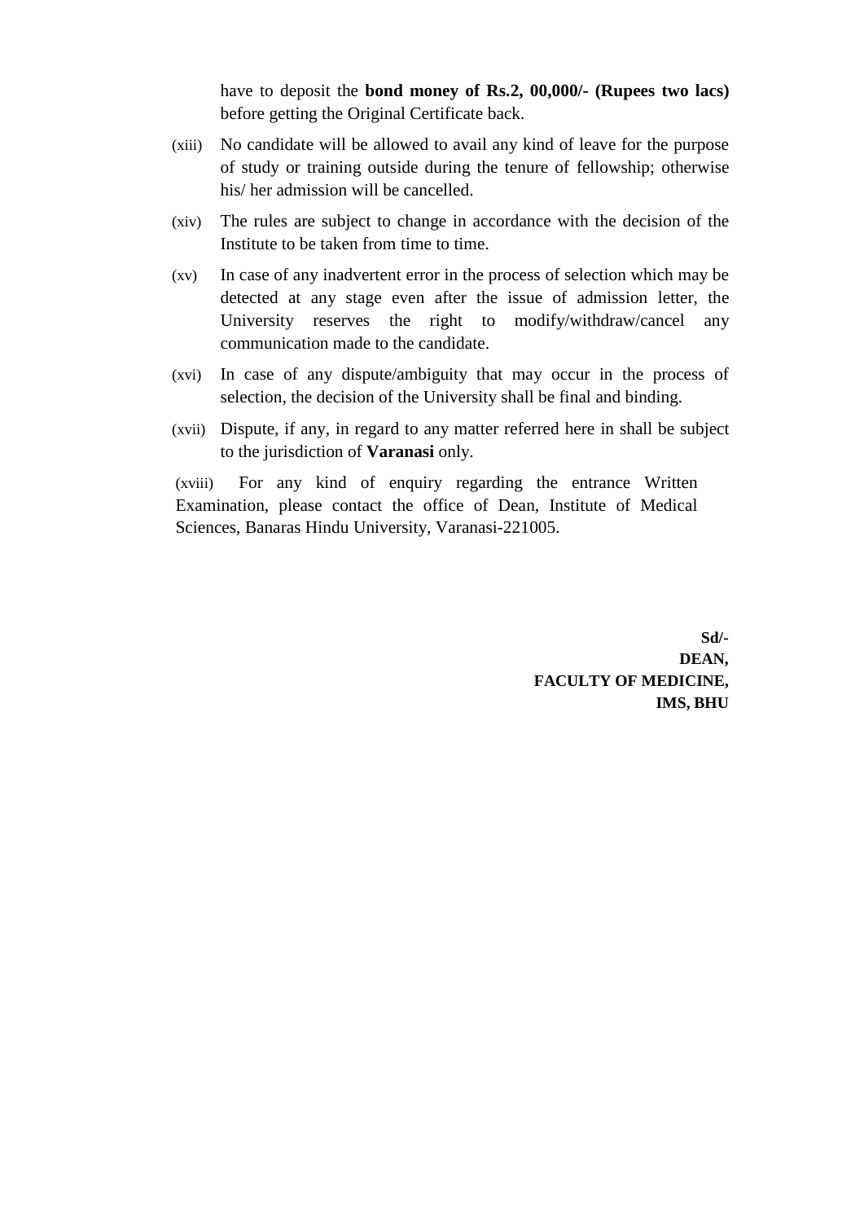have to deposit the **bond money of Rs.2, 00,000/- (Rupees two lacs)** before getting the Original Certificate back.

(xiii) No candidate will be allowed to avail any kind of leave for the purpose of study or training outside during the tenure of fellowship; otherwise his/ her admission will be cancelled.

(xiv) The rules are subject to change in accordance with the decision of the Institute to be taken from time to time.

(xv) In case of any inadvertent error in the process of selection which may be detected at any stage even after the issue of admission letter, the University reserves the right to modify/withdraw/cancel any communication made to the candidate.

(xvi) In case of any dispute/ambiguity that may occur in the process of selection, the decision of the University shall be final and binding.

(xvii) Dispute, if any, in regard to any matter referred here in shall be subject to the jurisdiction of **Varanasi** only.

(xviii) For any kind of enquiry regarding the entrance Written Examination, please contact the office of Dean, Institute of Medical Sciences, Banaras Hindu University, Varanasi-221005.

**Sd/-**
**DEAN,**
**FACULTY OF MEDICINE,**
**IMS, BHU**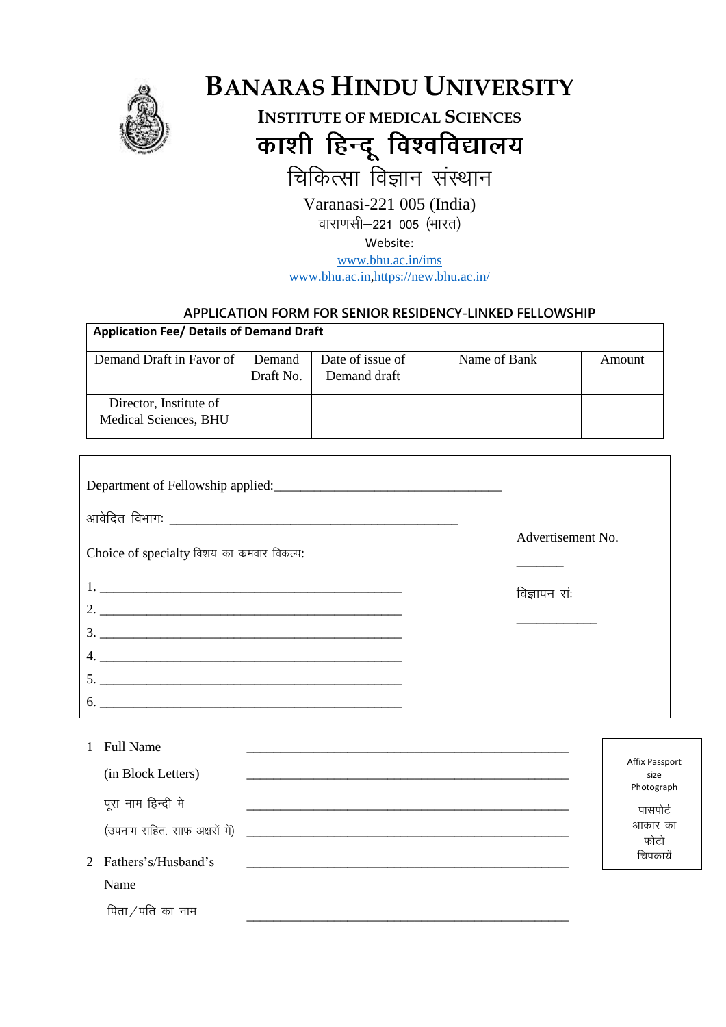# BANARAS HINDU UNIVERSITY

**INSTITUTE OF MEDICAL SCIENCES**

# काशी हिन्दू विश्वविद्यालय

चिकित्सा विज्ञान संस्थान

Varanasi-221 005 (India)

वाराणसी–221 005 (भारत)

Website:

www.bhu.ac.in/ims

www.bhu.ac.in,https://new.bhu.ac.in/

## APPLICATION FORM FOR SENIOR RESIDENCY-LINKED FELLOWSHIP

**Application Fee/ Details of Demand Draft**

| Demand Draft in Favor of | Demand Draft No. | Date of issue of Demand draft | Name of Bank | Amount |
|---|---|---|---|---|
| Director, Institute of Medical Sciences, BHU | | | | |

| | |
|---|---|
| Department of Fellowship applied:________________________________<br><br>आवेदित विभागः ________________________________________<br><br>Choice of specialty विशय का कमवार विकल्प:<br><br>1. ____________________________________________<br>2. ____________________________________________<br>3. ____________________________________________<br>4. ____________________________________________<br>5. ____________________________________________<br>6. ____________________________________________ | Advertisement No.<br><br>_______<br><br>विज्ञापन सं:<br><br>___________ |

1 Full Name ________________________________________________

(in Block Letters) ________________________________________________

पूरा नाम हिन्दी मे ________________________________________________

(उपनाम सहित, साफ अक्षरों में) ________________________________________________

2 Fathers's/Husband's Name ________________________________________________

पिता/पति का नाम ________________________________________________

Affix Passport size Photograph

पासपोर्ट आकार का फोटो चिपकायें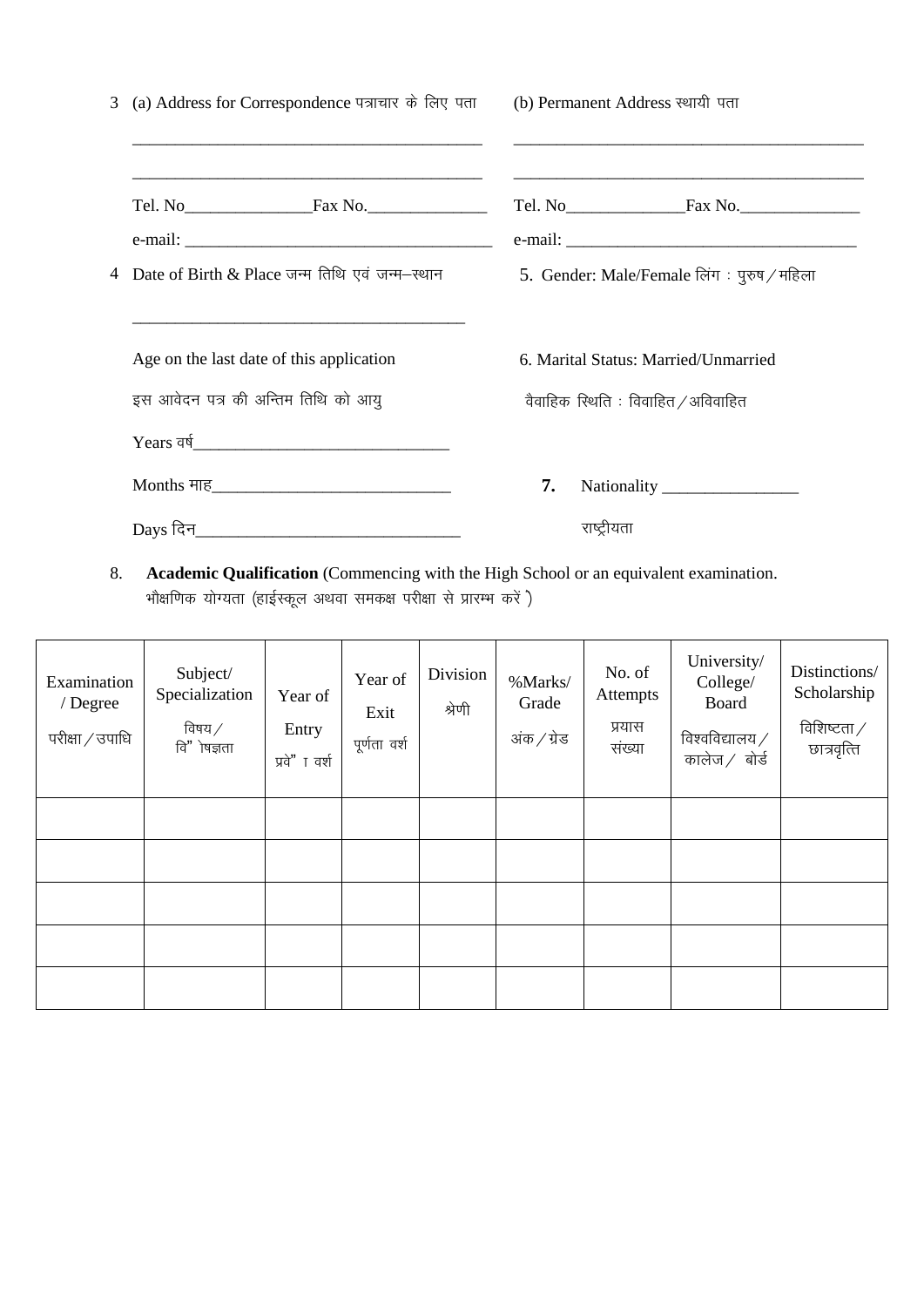3 (a) Address for Correspondence पत्राचार के लिए पता

\_\_\_\_\_\_\_\_\_\_\_\_\_\_\_\_\_\_\_\_\_\_\_\_\_\_\_\_\_\_\_\_\_\_\_\_\_\_\_\_

\_\_\_\_\_\_\_\_\_\_\_\_\_\_\_\_\_\_\_\_\_\_\_\_\_\_\_\_\_\_\_\_\_\_\_\_\_\_\_\_

Tel. No\_\_\_\_\_\_\_\_\_\_\_\_\_\_\_Fax No.\_\_\_\_\_\_\_\_\_\_\_\_\_\_

e-mail: \_\_\_\_\_\_\_\_\_\_\_\_\_\_\_\_\_\_\_\_\_\_\_\_\_\_\_\_\_\_\_\_\_\_\_\_

(b) Permanent Address स्थायी पता

\_\_\_\_\_\_\_\_\_\_\_\_\_\_\_\_\_\_\_\_\_\_\_\_\_\_\_\_\_\_\_\_\_\_\_\_\_\_\_\_

\_\_\_\_\_\_\_\_\_\_\_\_\_\_\_\_\_\_\_\_\_\_\_\_\_\_\_\_\_\_\_\_\_\_\_\_\_\_\_\_

Tel. No\_\_\_\_\_\_\_\_\_\_\_\_\_\_Fax No.\_\_\_\_\_\_\_\_\_\_\_\_\_\_

e-mail: \_\_\_\_\_\_\_\_\_\_\_\_\_\_\_\_\_\_\_\_\_\_\_\_\_\_\_\_\_\_\_\_\_\_

4 Date of Birth & Place जन्म तिथि एवं जन्म–स्थान

\_\_\_\_\_\_\_\_\_\_\_\_\_\_\_\_\_\_\_\_\_\_\_\_\_\_\_\_\_\_\_\_\_\_\_\_\_\_\_\_

Age on the last date of this application

इस आवेदन पत्र की अन्तिम तिथि को आयु

Years वर्ष\_\_\_\_\_\_\_\_\_\_\_\_\_\_\_\_\_\_\_\_\_\_\_\_\_\_\_\_\_\_

Months माह\_\_\_\_\_\_\_\_\_\_\_\_\_\_\_\_\_\_\_\_\_\_\_\_\_\_\_\_\_

Days दिन\_\_\_\_\_\_\_\_\_\_\_\_\_\_\_\_\_\_\_\_\_\_\_\_\_\_\_\_\_\_\_\_

5. Gender: Male/Female लिंग : पुरुष / महिला

6. Marital Status: Married/Unmarried

वैवाहिक स्थिति : विवाहित / अविवाहित

**7.** Nationality \_\_\_\_\_\_\_\_\_\_\_\_\_\_\_\_

राष्ट्रीयता

8. **Academic Qualification** (Commencing with the High School or an equivalent examination.
भौक्षणिक योग्यता (हाईस्कूल अथवा समकक्ष परीक्षा से प्रारम्भ करें)

| Examination / Degree परीक्षा / उपाधि | Subject/ Specialization विषय / विशेषज्ञता | Year of Entry प्रवेश वर्श | Year of Exit पूर्णता वर्श | Division श्रेणी | %Marks/ Grade अंक / ग्रेड | No. of Attempts प्रयास संख्या | University/ College/ Board विश्वविद्यालय / कालेज / बोर्ड | Distinctions/ Scholarship विशिष्टता / छात्रवृत्ति |
|---|---|---|---|---|---|---|---|---|
| | | | | | | | | |
| | | | | | | | | |
| | | | | | | | | |
| | | | | | | | | |
| | | | | | | | | |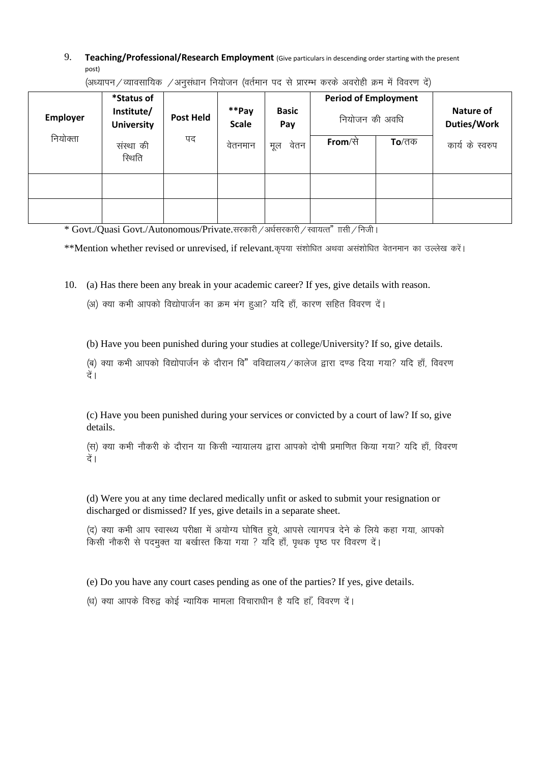9. **Teaching/Professional/Research Employment** (Give particulars in descending order starting with the present post)

(अध्यापन / व्यावसायिक / अनुसंधान नियोजन (वर्तमान पद से प्रारम्भ करके अवरोही क्रम में विवरण दें)

| **Employer** नियोक्ता | ***Status of Institute/ University** संस्था की स्थिति | **Post Held** पद | ****Pay Scale** वेतनमान | **Basic Pay** मूल वेतन | **Period of Employment** नियोजन की अवधि | | **Nature of Duties/Work** कार्य के स्वरुप |
|---|---|---|---|---|---|---|---|
| | | | | | **From**/से | **To**/तक | |
| | | | | | | | |
| | | | | | | | |

* Govt./Quasi Govt./Autonomous/Private.सरकारी / अर्धसरकारी / स्वायत्त" ाासी / निजी।

**Mention whether revised or unrevised, if relevant.कृपया संशोधित अथवा असंशोधित वेतनमान का उल्लेख करें।

10. (a) Has there been any break in your academic career? If yes, give details with reason.

    (अ) क्या कभी आपको विद्योपार्जन का क्रम भंग हुआ? यदि हाँ, कारण सहित विवरण दें।

    (b) Have you been punished during your studies at college/University? If so, give details.

    (ब) क्या कभी आपको विद्योपार्जन के दौरान वि" वविद्यालय / कालेज द्वारा दण्ड दिया गया? यदि हाँ, विवरण दें।

    (c) Have you been punished during your services or convicted by a court of law? If so, give details.

    (स) क्या कभी नौकरी के दौरान या किसी न्यायालय द्वारा आपको दोषी प्रमाणित किया गया? यदि हाँ, विवरण दें।

    (d) Were you at any time declared medically unfit or asked to submit your resignation or discharged or dismissed? If yes, give details in a separate sheet.

    (द) क्या कभी आप स्वास्थ्य परीक्षा में अयोग्य घोषित हुये, आपसे त्यागपत्र देने के लिये कहा गया, आपको किसी नौकरी से पदमुक्त या बर्खास्त किया गया ? यदि हाँ, पृथक पृष्ठ पर विवरण दें।

    (e) Do you have any court cases pending as one of the parties? If yes, give details.

    (ध) क्या आपके विरुद्व कोई न्यायिक मामला विचाराधीन है यदि हाँ, विवरण दें।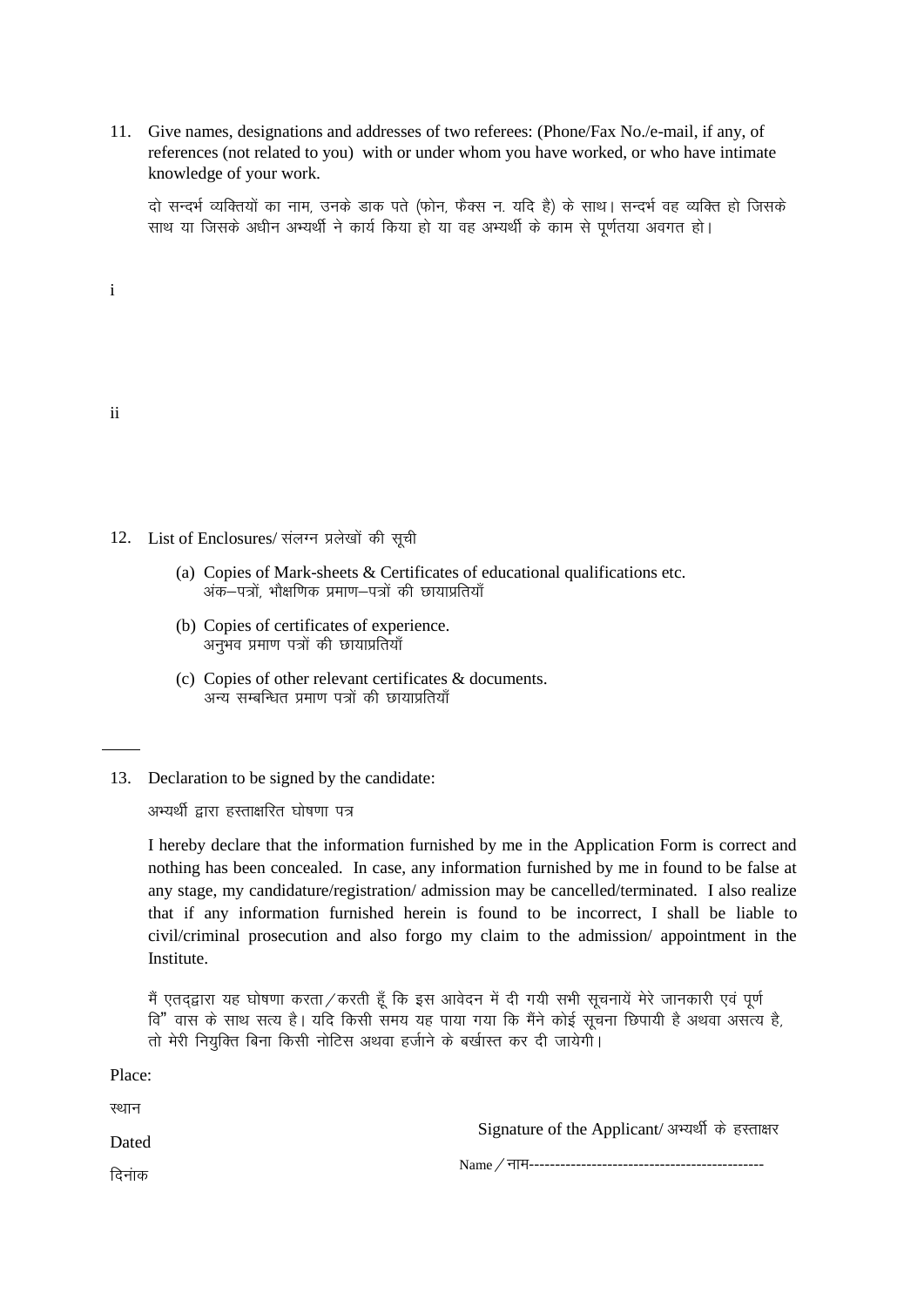11. Give names, designations and addresses of two referees: (Phone/Fax No./e-mail, if any, of references (not related to you) with or under whom you have worked, or who have intimate knowledge of your work.

    दो सन्दर्भ व्यक्तियों का नाम, उनके डाक पते (फोन, फैक्स न. यदि है) के साथ। सन्दर्भ वह व्यक्ति हो जिसके साथ या जिसके अधीन अभ्यर्थी ने कार्य किया हो या वह अभ्यर्थी के काम से पूर्णतया अवगत हो।

i

ii

12. List of Enclosures/ संलग्न प्रलेखों की सूची

    (a) Copies of Mark-sheets & Certificates of educational qualifications etc.
    अंक–पत्रों, भौक्षणिक प्रमाण–पत्रों की छायाप्रतियाँ

    (b) Copies of certificates of experience.
    अनुभव प्रमाण पत्रों की छायाप्रतियाँ

    (c) Copies of other relevant certificates & documents.
    अन्य सम्बन्धित प्रमाण पत्रों की छायाप्रतियाँ

13. Declaration to be signed by the candidate:

    अभ्यर्थी द्वारा हस्ताक्षरित घोषणा पत्र

    I hereby declare that the information furnished by me in the Application Form is correct and nothing has been concealed. In case, any information furnished by me in found to be false at any stage, my candidature/registration/ admission may be cancelled/terminated. I also realize that if any information furnished herein is found to be incorrect, I shall be liable to civil/criminal prosecution and also forgo my claim to the admission/ appointment in the Institute.

    मैं एतद्द्वारा यह घोषणा करता / करती हूँ कि इस आवेदन में दी गयी सभी सूचनायें मेरे जानकारी एवं पूर्ण वि" वास के साथ सत्य है। यदि किसी समय यह पाया गया कि मैंने कोई सूचना छिपायी है अथवा असत्य है, तो मेरी नियुक्ति बिना किसी नोटिस अथवा हर्जाने के बर्खास्त कर दी जायेगी।

Place:

स्थान

Dated

दिनांक

Signature of the Applicant/ अभ्यर्थी के हस्ताक्षर

Name / नाम---------------------------------------------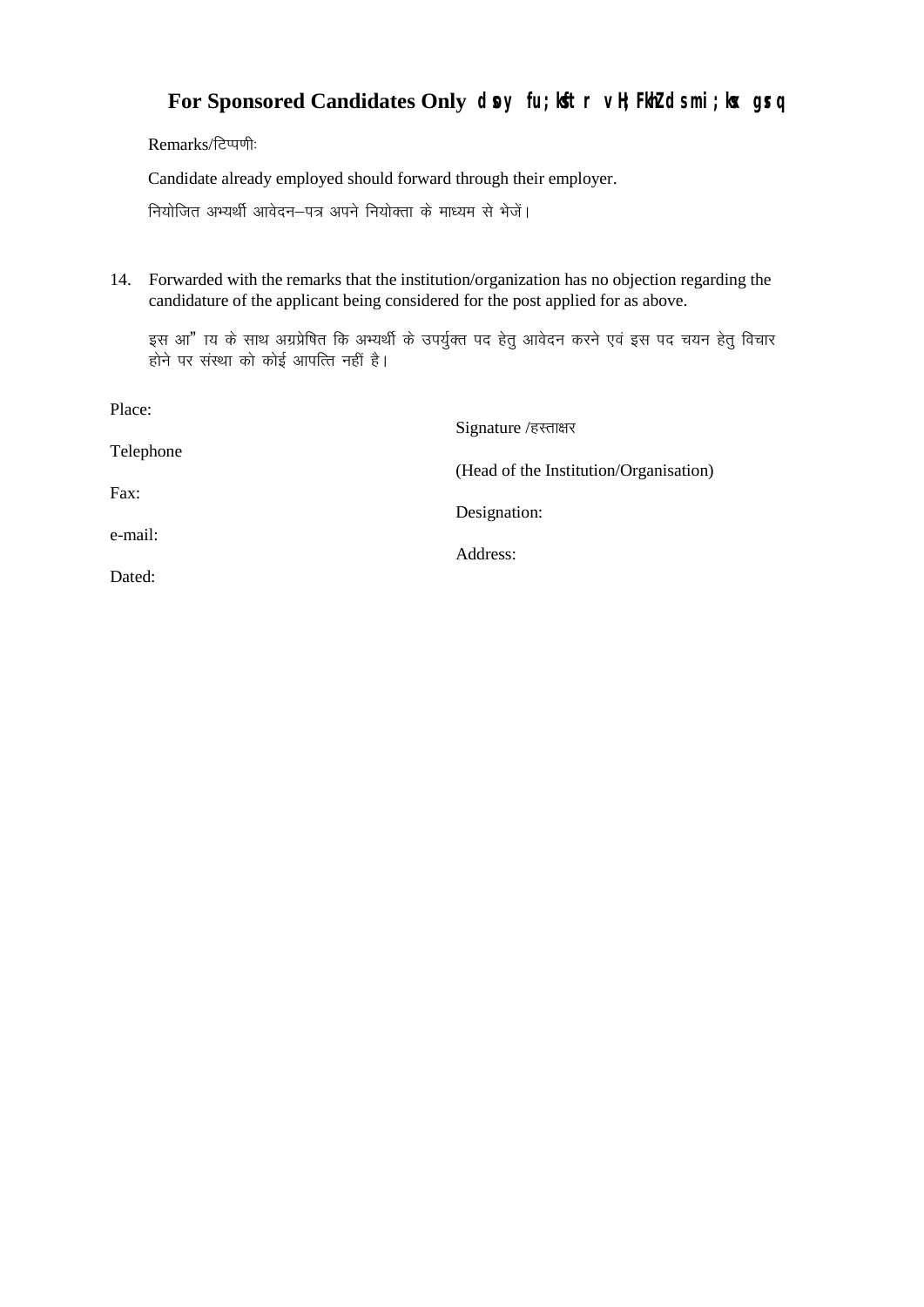## For Sponsored Candidates Only dsoy fu;ksftr vH;FkhZ ds mi;ksx gsrq

Remarks/टिप्पणी:

Candidate already employed should forward through their employer.

नियोजित अभ्यर्थी आवेदन–पत्र अपने नियोक्ता के माध्यम से भेजें।

14. Forwarded with the remarks that the institution/organization has no objection regarding the candidature of the applicant being considered for the post applied for as above.

इस आ" ाय के साथ अग्रप्रेषित कि अभ्यर्थी के उपर्युक्त पद हेतु आवेदन करने एवं इस पद चयन हेतु विचार होने पर संस्था को कोई आपत्ति नहीं है।

Place:

Telephone

Fax:

e-mail:

Dated:

Signature /हस्ताक्षर

(Head of the Institution/Organisation)

Designation:

Address: